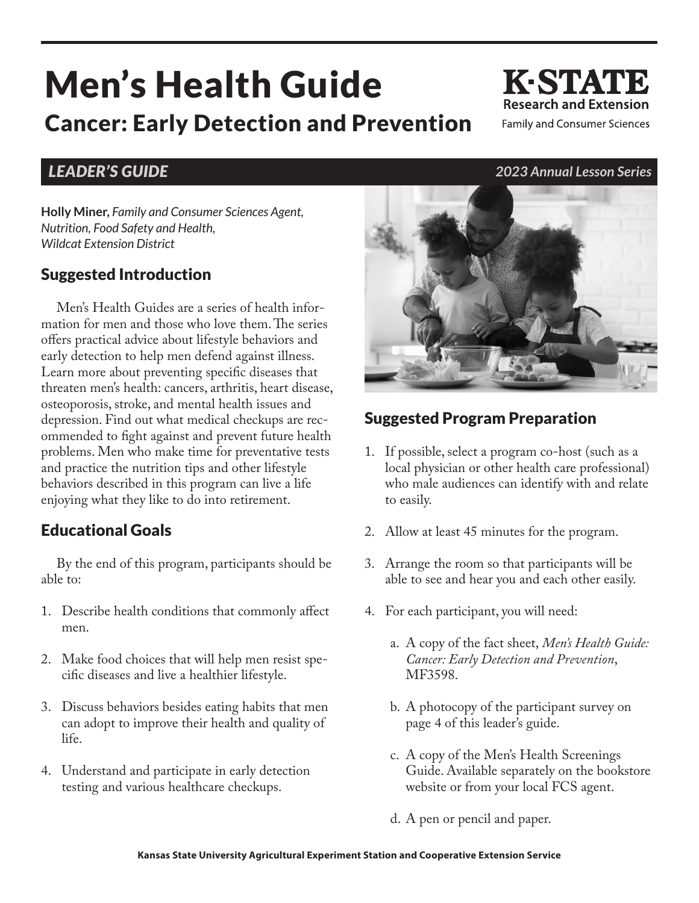# Men's Health Guide

## Cancer: Early Detection and Prevention

K-STATE Research and Extension
Family and Consumer Sciences

**LEADER'S GUIDE** — *2023 Annual Lesson Series*

**Holly Miner,** *Family and Consumer Sciences Agent, Nutrition, Food Safety and Health, Wildcat Extension District*

## Suggested Introduction

Men's Health Guides are a series of health information for men and those who love them. The series offers practical advice about lifestyle behaviors and early detection to help men defend against illness. Learn more about preventing specific diseases that threaten men's health: cancers, arthritis, heart disease, osteoporosis, stroke, and mental health issues and depression. Find out what medical checkups are recommended to fight against and prevent future health problems. Men who make time for preventative tests and practice the nutrition tips and other lifestyle behaviors described in this program can live a life enjoying what they like to do into retirement.

## Educational Goals

By the end of this program, participants should be able to:

1. Describe health conditions that commonly affect men.
2. Make food choices that will help men resist specific diseases and live a healthier lifestyle.
3. Discuss behaviors besides eating habits that men can adopt to improve their health and quality of life.
4. Understand and participate in early detection testing and various healthcare checkups.

## Suggested Program Preparation

1. If possible, select a program co-host (such as a local physician or other health care professional) who male audiences can identify with and relate to easily.
2. Allow at least 45 minutes for the program.
3. Arrange the room so that participants will be able to see and hear you and each other easily.
4. For each participant, you will need:
   a. A copy of the fact sheet, *Men's Health Guide: Cancer: Early Detection and Prevention*, MF3598.
   b. A photocopy of the participant survey on page 4 of this leader's guide.
   c. A copy of the Men's Health Screenings Guide. Available separately on the bookstore website or from your local FCS agent.
   d. A pen or pencil and paper.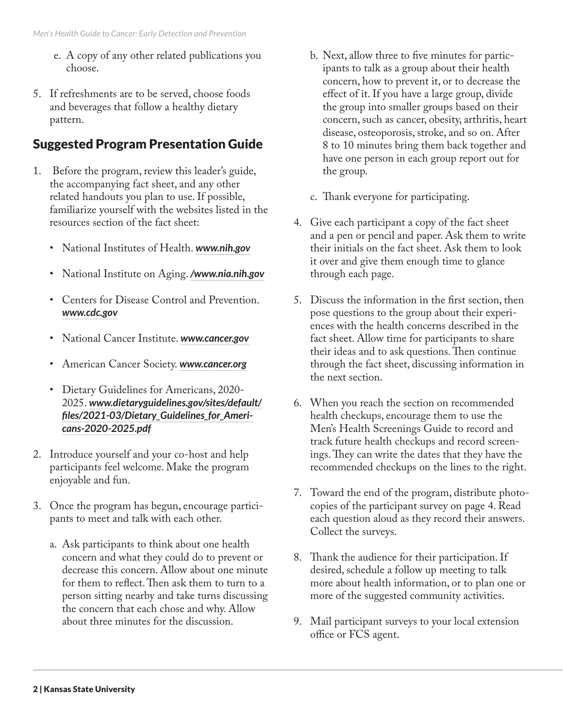e. A copy of any other related publications you choose.

5. If refreshments are to be served, choose foods and beverages that follow a healthy dietary pattern.

## Suggested Program Presentation Guide

1. Before the program, review this leader's guide, the accompanying fact sheet, and any other related handouts you plan to use. If possible, familiarize yourself with the websites listed in the resources section of the fact sheet:
   - National Institutes of Health. ***www.nih.gov***
   - National Institute on Aging. ***/www.nia.nih.gov***
   - Centers for Disease Control and Prevention. ***www.cdc.gov***
   - National Cancer Institute. ***www.cancer.gov***
   - American Cancer Society. ***www.cancer.org***
   - Dietary Guidelines for Americans, 2020-2025. ***www.dietaryguidelines.gov/sites/default/files/2021-03/Dietary_Guidelines_for_Americans-2020-2025.pdf***

2. Introduce yourself and your co-host and help participants feel welcome. Make the program enjoyable and fun.

3. Once the program has begun, encourage participants to meet and talk with each other.

   a. Ask participants to think about one health concern and what they could do to prevent or decrease this concern. Allow about one minute for them to reflect. Then ask them to turn to a person sitting nearby and take turns discussing the concern that each chose and why. Allow about three minutes for the discussion.

   b. Next, allow three to five minutes for participants to talk as a group about their health concern, how to prevent it, or to decrease the effect of it. If you have a large group, divide the group into smaller groups based on their concern, such as cancer, obesity, arthritis, heart disease, osteoporosis, stroke, and so on. After 8 to 10 minutes bring them back together and have one person in each group report out for the group.

   c. Thank everyone for participating.

4. Give each participant a copy of the fact sheet and a pen or pencil and paper. Ask them to write their initials on the fact sheet. Ask them to look it over and give them enough time to glance through each page.

5. Discuss the information in the first section, then pose questions to the group about their experiences with the health concerns described in the fact sheet. Allow time for participants to share their ideas and to ask questions. Then continue through the fact sheet, discussing information in the next section.

6. When you reach the section on recommended health checkups, encourage them to use the Men's Health Screenings Guide to record and track future health checkups and record screenings. They can write the dates that they have the recommended checkups on the lines to the right.

7. Toward the end of the program, distribute photocopies of the participant survey on page 4. Read each question aloud as they record their answers. Collect the surveys.

8. Thank the audience for their participation. If desired, schedule a follow up meeting to talk more about health information, or to plan one or more of the suggested community activities.

9. Mail participant surveys to your local extension office or FCS agent.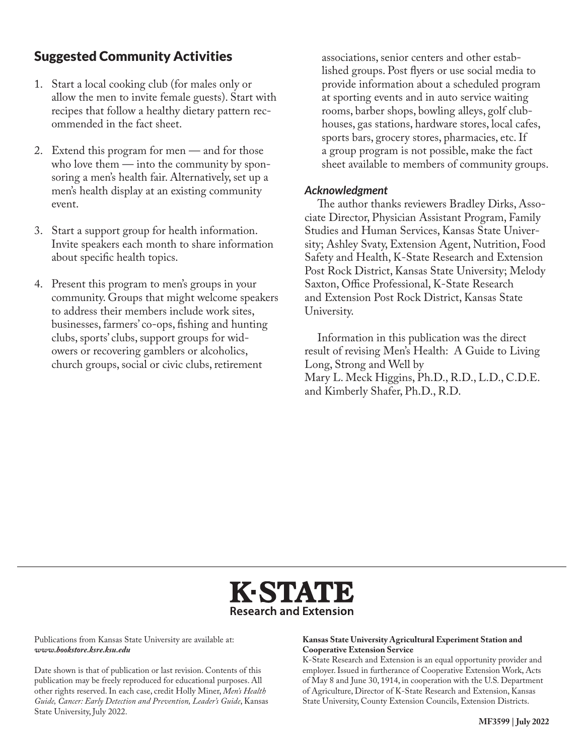## Suggested Community Activities

1. Start a local cooking club (for males only or allow the men to invite female guests). Start with recipes that follow a healthy dietary pattern recommended in the fact sheet.
2. Extend this program for men — and for those who love them — into the community by sponsoring a men's health fair. Alternatively, set up a men's health display at an existing community event.
3. Start a support group for health information. Invite speakers each month to share information about specific health topics.
4. Present this program to men's groups in your community. Groups that might welcome speakers to address their members include work sites, businesses, farmers' co-ops, fishing and hunting clubs, sports' clubs, support groups for widowers or recovering gamblers or alcoholics, church groups, social or civic clubs, retirement associations, senior centers and other established groups. Post flyers or use social media to provide information about a scheduled program at sporting events and in auto service waiting rooms, barber shops, bowling alleys, golf clubhouses, gas stations, hardware stores, local cafes, sports bars, grocery stores, pharmacies, etc. If a group program is not possible, make the fact sheet available to members of community groups.

### *Acknowledgment*

The author thanks reviewers Bradley Dirks, Associate Director, Physician Assistant Program, Family Studies and Human Services, Kansas State University; Ashley Svaty, Extension Agent, Nutrition, Food Safety and Health, K-State Research and Extension Post Rock District, Kansas State University; Melody Saxton, Office Professional, K-State Research and Extension Post Rock District, Kansas State University.

Information in this publication was the direct result of revising Men's Health: A Guide to Living Long, Strong and Well by
Mary L. Meck Higgins, Ph.D., R.D., L.D., C.D.E. and Kimberly Shafer, Ph.D., R.D.

**K·STATE**
**Research and Extension**

Publications from Kansas State University are available at: ***www.bookstore.ksre.ksu.edu***

Date shown is that of publication or last revision. Contents of this publication may be freely reproduced for educational purposes. All other rights reserved. In each case, credit Holly Miner, *Men's Health Guide, Cancer: Early Detection and Prevention, Leader's Guide*, Kansas State University, July 2022.

**Kansas State University Agricultural Experiment Station and Cooperative Extension Service**
K-State Research and Extension is an equal opportunity provider and employer. Issued in furtherance of Cooperative Extension Work, Acts of May 8 and June 30, 1914, in cooperation with the U.S. Department of Agriculture, Director of K-State Research and Extension, Kansas State University, County Extension Councils, Extension Districts.

**MF3599 | July 2022**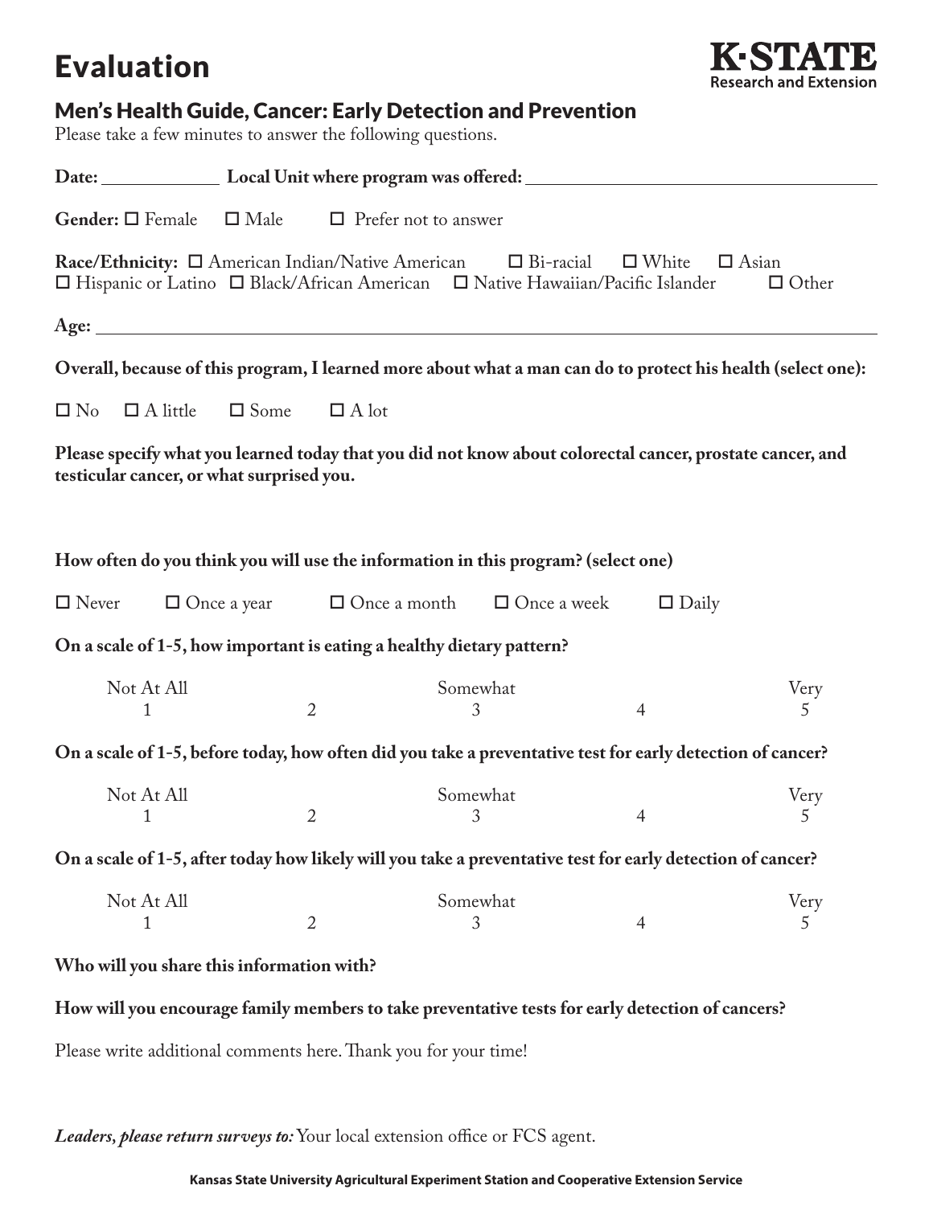# Evaluation

**K·STATE**
**Research and Extension**

## Men's Health Guide, Cancer: Early Detection and Prevention

Please take a few minutes to answer the following questions.

**Date:** ____________ **Local Unit where program was offered:** ______________________________________

**Gender:** ☐ Female ☐ Male ☐ Prefer not to answer

**Race/Ethnicity:** ☐ American Indian/Native American ☐ Bi-racial ☐ White ☐ Asian
☐ Hispanic or Latino ☐ Black/African American ☐ Native Hawaiian/Pacific Islander ☐ Other

**Age:** ______________________________________________________________________

**Overall, because of this program, I learned more about what a man can do to protect his health (select one):**

☐ No ☐ A little ☐ Some ☐ A lot

**Please specify what you learned today that you did not know about colorectal cancer, prostate cancer, and testicular cancer, or what surprised you.**

**How often do you think you will use the information in this program? (select one)**

☐ Never ☐ Once a year ☐ Once a month ☐ Once a week ☐ Daily

**On a scale of 1-5, how important is eating a healthy dietary pattern?**

| Not At All | | Somewhat | | Very |
|---|---|---|---|---|
| 1 | 2 | 3 | 4 | 5 |

**On a scale of 1-5, before today, how often did you take a preventative test for early detection of cancer?**

| Not At All | | Somewhat | | Very |
|---|---|---|---|---|
| 1 | 2 | 3 | 4 | 5 |

**On a scale of 1-5, after today how likely will you take a preventative test for early detection of cancer?**

| Not At All | | Somewhat | | Very |
|---|---|---|---|---|
| 1 | 2 | 3 | 4 | 5 |

**Who will you share this information with?**

**How will you encourage family members to take preventative tests for early detection of cancers?**

Please write additional comments here. Thank you for your time!

***Leaders, please return surveys to:*** Your local extension office or FCS agent.

**Kansas State University Agricultural Experiment Station and Cooperative Extension Service**